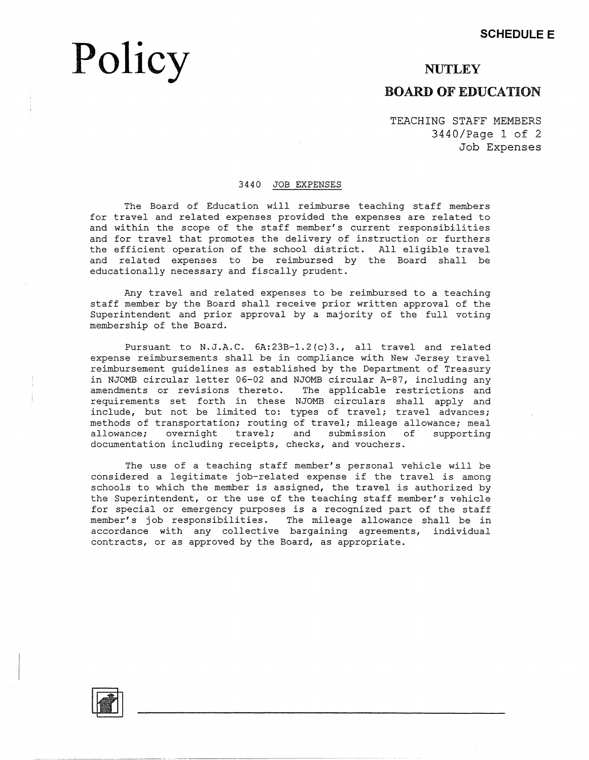**SCHEDULE E**

# Policy

## NUTLEY

## BOARD OF EDUCATION

TEACHING STAFF MEMBERS
3440/Page 1 of 2
Job Expenses

### 3440 JOB EXPENSES

The Board of Education will reimburse teaching staff members for travel and related expenses provided the expenses are related to and within the scope of the staff member's current responsibilities and for travel that promotes the delivery of instruction or furthers the efficient operation of the school district. All eligible travel and related expenses to be reimbursed by the Board shall be educationally necessary and fiscally prudent.

Any travel and related expenses to be reimbursed to a teaching staff member by the Board shall receive prior written approval of the Superintendent and prior approval by a majority of the full voting membership of the Board.

Pursuant to N.J.A.C. 6A:23B-1.2(c)3., all travel and related expense reimbursements shall be in compliance with New Jersey travel reimbursement guidelines as established by the Department of Treasury in NJOMB circular letter 06-02 and NJOMB circular A-87, including any amendments or revisions thereto. The applicable restrictions and requirements set forth in these NJOMB circulars shall apply and include, but not be limited to: types of travel; travel advances; methods of transportation; routing of travel; mileage allowance; meal allowance; overnight travel; and submission of supporting documentation including receipts, checks, and vouchers.

The use of a teaching staff member's personal vehicle will be considered a legitimate job-related expense if the travel is among schools to which the member is assigned, the travel is authorized by the Superintendent, or the use of the teaching staff member's vehicle for special or emergency purposes is a recognized part of the staff member's job responsibilities. The mileage allowance shall be in accordance with any collective bargaining agreements, individual contracts, or as approved by the Board, as appropriate.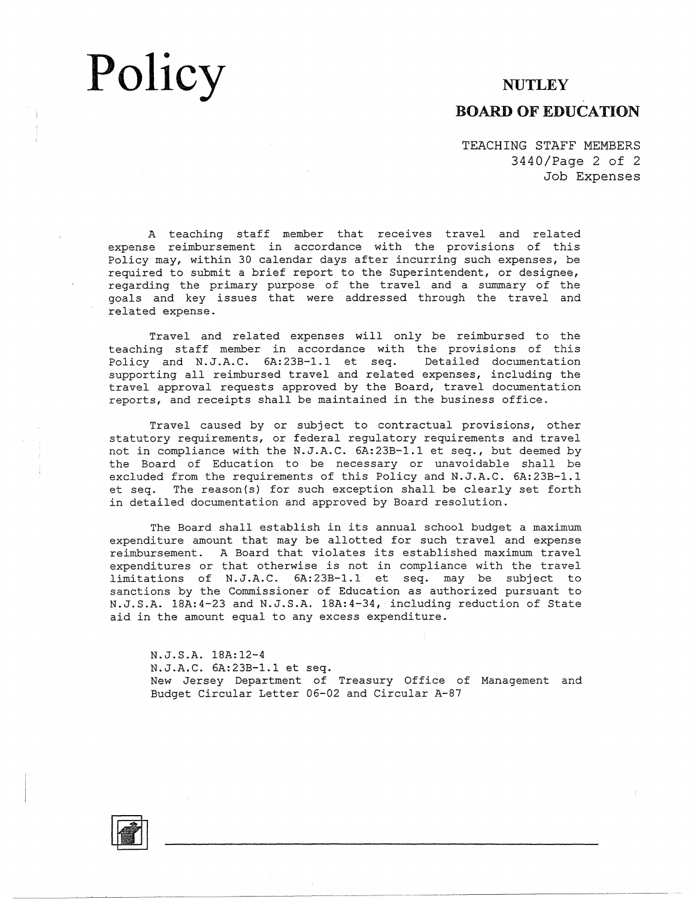A teaching staff member that receives travel and related expense reimbursement in accordance with the provisions of this Policy may, within 30 calendar days after incurring such expenses, be required to submit a brief report to the Superintendent, or designee, regarding the primary purpose of the travel and a summary of the goals and key issues that were addressed through the travel and related expense.

Travel and related expenses will only be reimbursed to the teaching staff member in accordance with the provisions of this Policy and N.J.A.C. 6A:23B-1.1 et seq. Detailed documentation supporting all reimbursed travel and related expenses, including the travel approval requests approved by the Board, travel documentation reports, and receipts shall be maintained in the business office.

Travel caused by or subject to contractual provisions, other statutory requirements, or federal regulatory requirements and travel not in compliance with the N.J.A.C. 6A:23B-1.1 et seq., but deemed by the Board of Education to be necessary or unavoidable shall be excluded from the requirements of this Policy and N.J.A.C. 6A:23B-1.1 et seq. The reason(s) for such exception shall be clearly set forth in detailed documentation and approved by Board resolution.

The Board shall establish in its annual school budget a maximum expenditure amount that may be allotted for such travel and expense reimbursement. A Board that violates its established maximum travel expenditures or that otherwise is not in compliance with the travel limitations of N.J.A.C. 6A:23B-1.1 et seq. may be subject to sanctions by the Commissioner of Education as authorized pursuant to N.J.S.A. 18A:4-23 and N.J.S.A. 18A:4-34, including reduction of State aid in the amount equal to any excess expenditure.

N.J.S.A. 18A:12-4
N.J.A.C. 6A:23B-1.1 et seq.
New Jersey Department of Treasury Office of Management and Budget Circular Letter 06-02 and Circular A-87